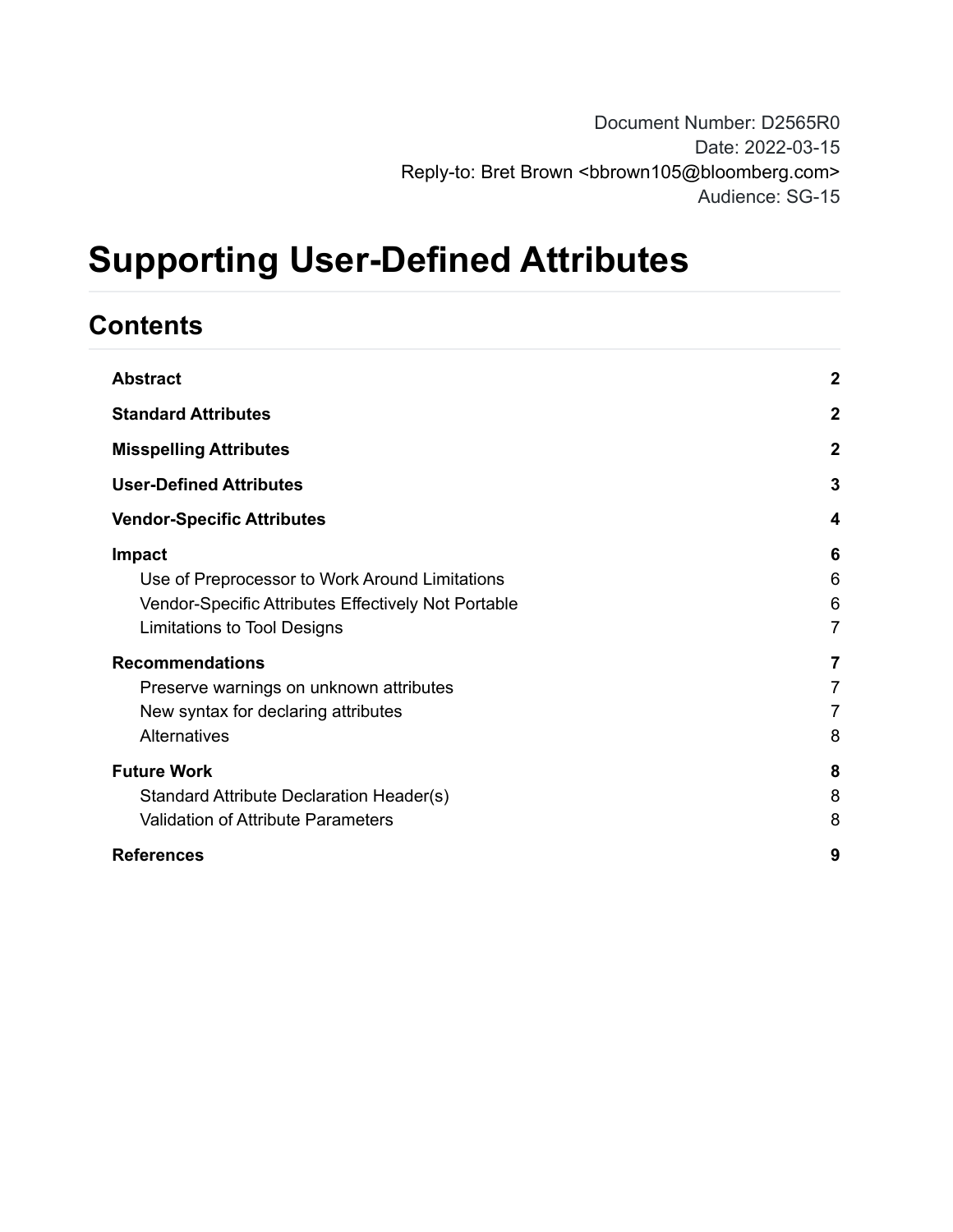Document Number: D2565R0
Date: 2022-03-15
Reply-to: Bret Brown <bbrown105@bloomberg.com>
Audience: SG-15

# Supporting User-Defined Attributes

## Contents

| | |
|---|---|
| **Abstract** | **2** |
| **Standard Attributes** | **2** |
| **Misspelling Attributes** | **2** |
| **User-Defined Attributes** | **3** |
| **Vendor-Specific Attributes** | **4** |
| **Impact** | **6** |
| Use of Preprocessor to Work Around Limitations | 6 |
| Vendor-Specific Attributes Effectively Not Portable | 6 |
| Limitations to Tool Designs | 7 |
| **Recommendations** | **7** |
| Preserve warnings on unknown attributes | 7 |
| New syntax for declaring attributes | 7 |
| Alternatives | 8 |
| **Future Work** | **8** |
| Standard Attribute Declaration Header(s) | 8 |
| Validation of Attribute Parameters | 8 |
| **References** | **9** |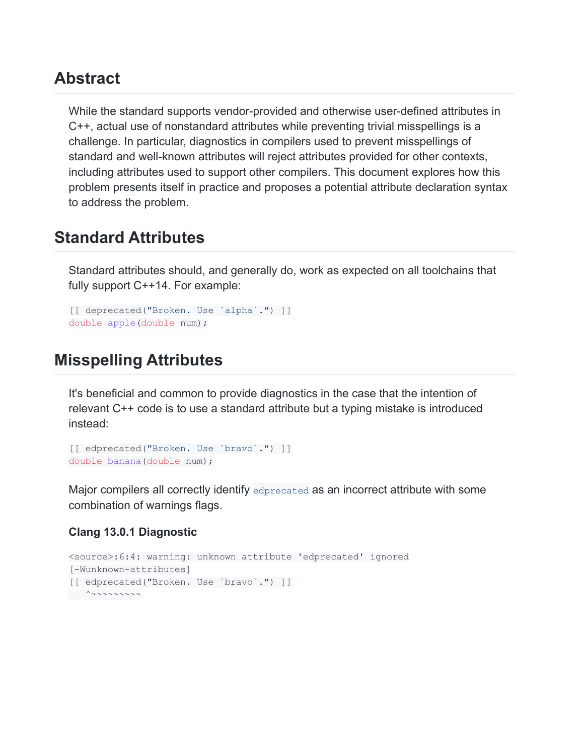## Abstract

While the standard supports vendor-provided and otherwise user-defined attributes in C++, actual use of nonstandard attributes while preventing trivial misspellings is a challenge. In particular, diagnostics in compilers used to prevent misspellings of standard and well-known attributes will reject attributes provided for other contexts, including attributes used to support other compilers. This document explores how this problem presents itself in practice and proposes a potential attribute declaration syntax to address the problem.

## Standard Attributes

Standard attributes should, and generally do, work as expected on all toolchains that fully support C++14. For example:

```
[[ deprecated("Broken. Use `alpha`.") ]]
double apple(double num);
```

## Misspelling Attributes

It's beneficial and common to provide diagnostics in the case that the intention of relevant C++ code is to use a standard attribute but a typing mistake is introduced instead:

```
[[ edprecated("Broken. Use `bravo`.") ]]
double banana(double num);
```

Major compilers all correctly identify `edprecated` as an incorrect attribute with some combination of warnings flags.

### Clang 13.0.1 Diagnostic

```
<source>:6:4: warning: unknown attribute 'edprecated' ignored
[-Wunknown-attributes]
[[ edprecated("Broken. Use `bravo`.") ]]
   ^~~~~~~~~~
```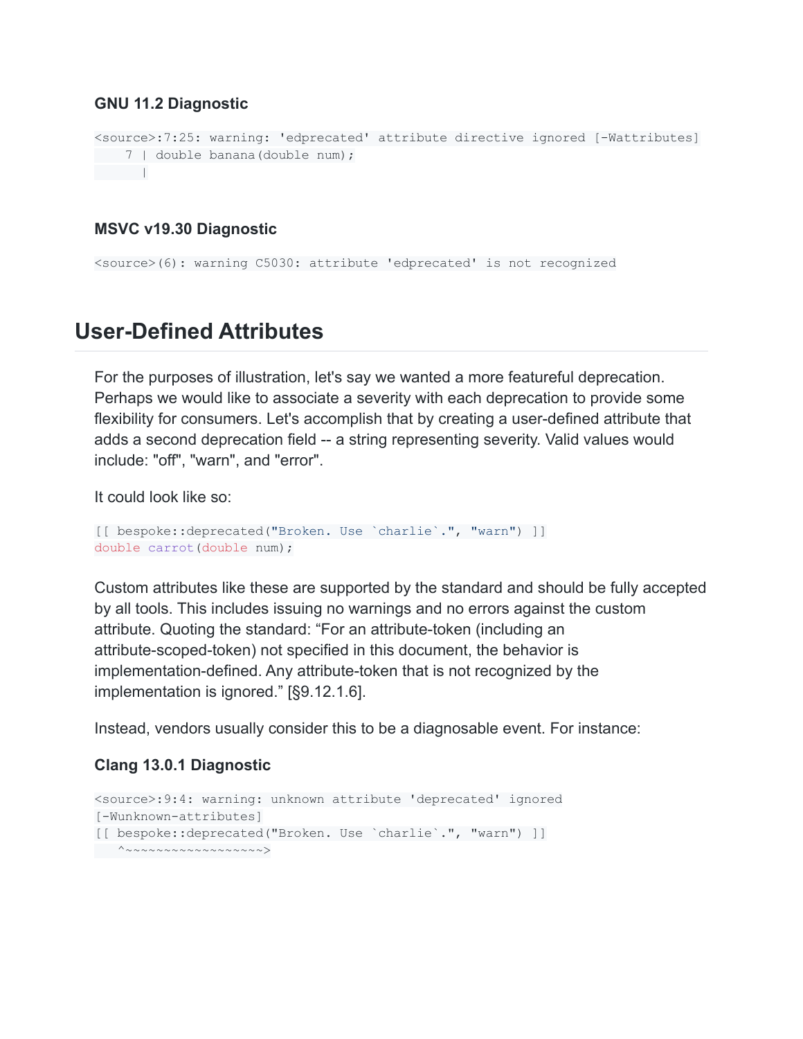#### GNU 11.2 Diagnostic

```
<source>:7:25: warning: 'edprecated' attribute directive ignored [-Wattributes]
    7 | double banana(double num);
      |
```

#### MSVC v19.30 Diagnostic

```
<source>(6): warning C5030: attribute 'edprecated' is not recognized
```

## User-Defined Attributes

For the purposes of illustration, let's say we wanted a more featureful deprecation. Perhaps we would like to associate a severity with each deprecation to provide some flexibility for consumers. Let's accomplish that by creating a user-defined attribute that adds a second deprecation field -- a string representing severity. Valid values would include: "off", "warn", and "error".

It could look like so:

```
[[ bespoke::deprecated("Broken. Use `charlie`.", "warn") ]]
double carrot(double num);
```

Custom attributes like these are supported by the standard and should be fully accepted by all tools. This includes issuing no warnings and no errors against the custom attribute. Quoting the standard: "For an attribute-token (including an attribute-scoped-token) not specified in this document, the behavior is implementation-defined. Any attribute-token that is not recognized by the implementation is ignored." [§9.12.1.6].

Instead, vendors usually consider this to be a diagnosable event. For instance:

#### Clang 13.0.1 Diagnostic

```
<source>:9:4: warning: unknown attribute 'deprecated' ignored
[-Wunknown-attributes]
[[ bespoke::deprecated("Broken. Use `charlie`.", "warn") ]]
   ^~~~~~~~~~~~~~~~~~~>
```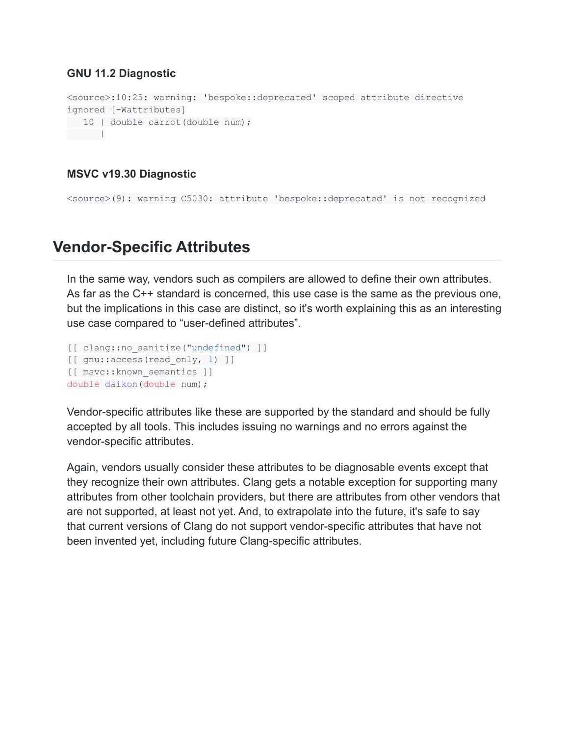#### GNU 11.2 Diagnostic

```
<source>:10:25: warning: 'bespoke::deprecated' scoped attribute directive
ignored [-Wattributes]
   10 | double carrot(double num);
      |
```

#### MSVC v19.30 Diagnostic

```
<source>(9): warning C5030: attribute 'bespoke::deprecated' is not recognized
```

## Vendor-Specific Attributes

In the same way, vendors such as compilers are allowed to define their own attributes. As far as the C++ standard is concerned, this use case is the same as the previous one, but the implications in this case are distinct, so it's worth explaining this as an interesting use case compared to “user-defined attributes”.

```
[[ clang::no_sanitize("undefined") ]]
[[ gnu::access(read_only, 1) ]]
[[ msvc::known_semantics ]]
double daikon(double num);
```

Vendor-specific attributes like these are supported by the standard and should be fully accepted by all tools. This includes issuing no warnings and no errors against the vendor-specific attributes.

Again, vendors usually consider these attributes to be diagnosable events except that they recognize their own attributes. Clang gets a notable exception for supporting many attributes from other toolchain providers, but there are attributes from other vendors that are not supported, at least not yet. And, to extrapolate into the future, it's safe to say that current versions of Clang do not support vendor-specific attributes that have not been invented yet, including future Clang-specific attributes.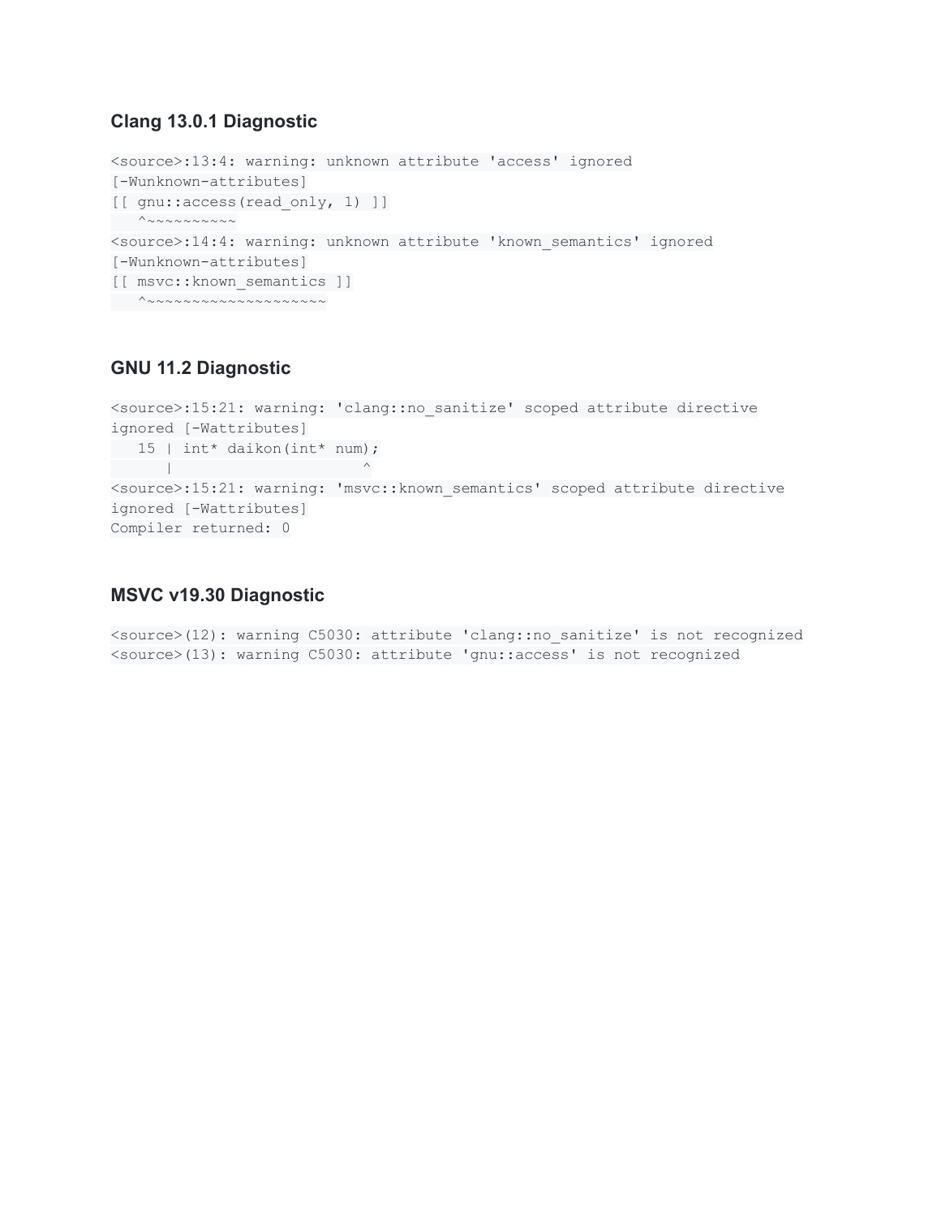### Clang 13.0.1 Diagnostic

```
<source>:13:4: warning: unknown attribute 'access' ignored
[-Wunknown-attributes]
[[ gnu::access(read_only, 1) ]]
   ^~~~~~~~~~~
<source>:14:4: warning: unknown attribute 'known_semantics' ignored
[-Wunknown-attributes]
[[ msvc::known_semantics ]]
   ^~~~~~~~~~~~~~~~~~~~~
```

### GNU 11.2 Diagnostic

```
<source>:15:21: warning: 'clang::no_sanitize' scoped attribute directive
ignored [-Wattributes]
   15 | int* daikon(int* num);
      |                     ^
<source>:15:21: warning: 'msvc::known_semantics' scoped attribute directive
ignored [-Wattributes]
Compiler returned: 0
```

### MSVC v19.30 Diagnostic

```
<source>(12): warning C5030: attribute 'clang::no_sanitize' is not recognized
<source>(13): warning C5030: attribute 'gnu::access' is not recognized
```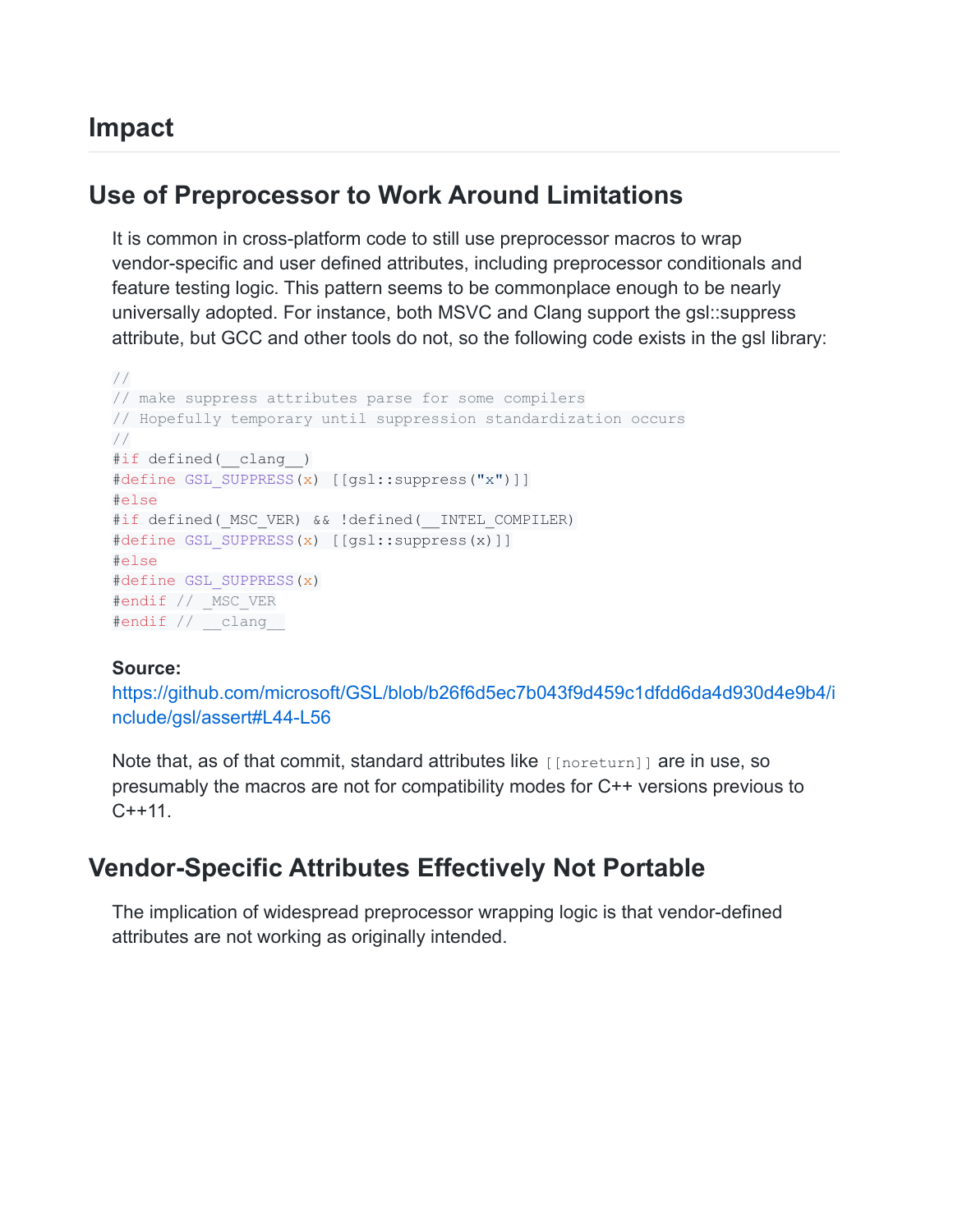## Impact

### Use of Preprocessor to Work Around Limitations

It is common in cross-platform code to still use preprocessor macros to wrap vendor-specific and user defined attributes, including preprocessor conditionals and feature testing logic. This pattern seems to be commonplace enough to be nearly universally adopted. For instance, both MSVC and Clang support the gsl::suppress attribute, but GCC and other tools do not, so the following code exists in the gsl library:

```
//
// make suppress attributes parse for some compilers
// Hopefully temporary until suppression standardization occurs
//
#if defined(__clang__)
#define GSL_SUPPRESS(x) [[gsl::suppress("x")]]
#else
#if defined(_MSC_VER) && !defined(__INTEL_COMPILER)
#define GSL_SUPPRESS(x) [[gsl::suppress(x)]]
#else
#define GSL_SUPPRESS(x)
#endif // _MSC_VER
#endif // __clang__
```

**Source:**
https://github.com/microsoft/GSL/blob/b26f6d5ec7b043f9d459c1dfdd6da4d930d4e9b4/include/gsl/assert#L44-L56

Note that, as of that commit, standard attributes like `[[noreturn]]` are in use, so presumably the macros are not for compatibility modes for C++ versions previous to C++11.

### Vendor-Specific Attributes Effectively Not Portable

The implication of widespread preprocessor wrapping logic is that vendor-defined attributes are not working as originally intended.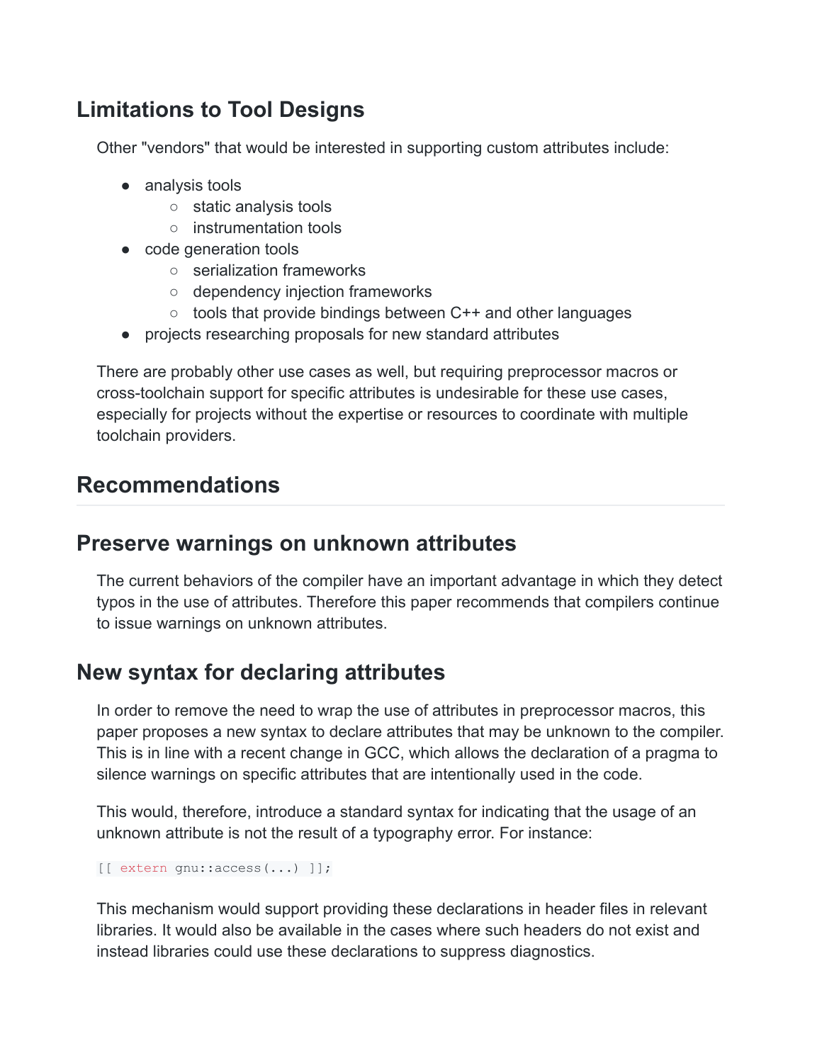## Limitations to Tool Designs

Other "vendors" that would be interested in supporting custom attributes include:

- analysis tools
  - static analysis tools
  - instrumentation tools
- code generation tools
  - serialization frameworks
  - dependency injection frameworks
  - tools that provide bindings between C++ and other languages
- projects researching proposals for new standard attributes

There are probably other use cases as well, but requiring preprocessor macros or cross-toolchain support for specific attributes is undesirable for these use cases, especially for projects without the expertise or resources to coordinate with multiple toolchain providers.

# Recommendations

## Preserve warnings on unknown attributes

The current behaviors of the compiler have an important advantage in which they detect typos in the use of attributes. Therefore this paper recommends that compilers continue to issue warnings on unknown attributes.

## New syntax for declaring attributes

In order to remove the need to wrap the use of attributes in preprocessor macros, this paper proposes a new syntax to declare attributes that may be unknown to the compiler. This is in line with a recent change in GCC, which allows the declaration of a pragma to silence warnings on specific attributes that are intentionally used in the code.

This would, therefore, introduce a standard syntax for indicating that the usage of an unknown attribute is not the result of a typography error. For instance:

```
[[ extern gnu::access(...) ]];
```

This mechanism would support providing these declarations in header files in relevant libraries. It would also be available in the cases where such headers do not exist and instead libraries could use these declarations to suppress diagnostics.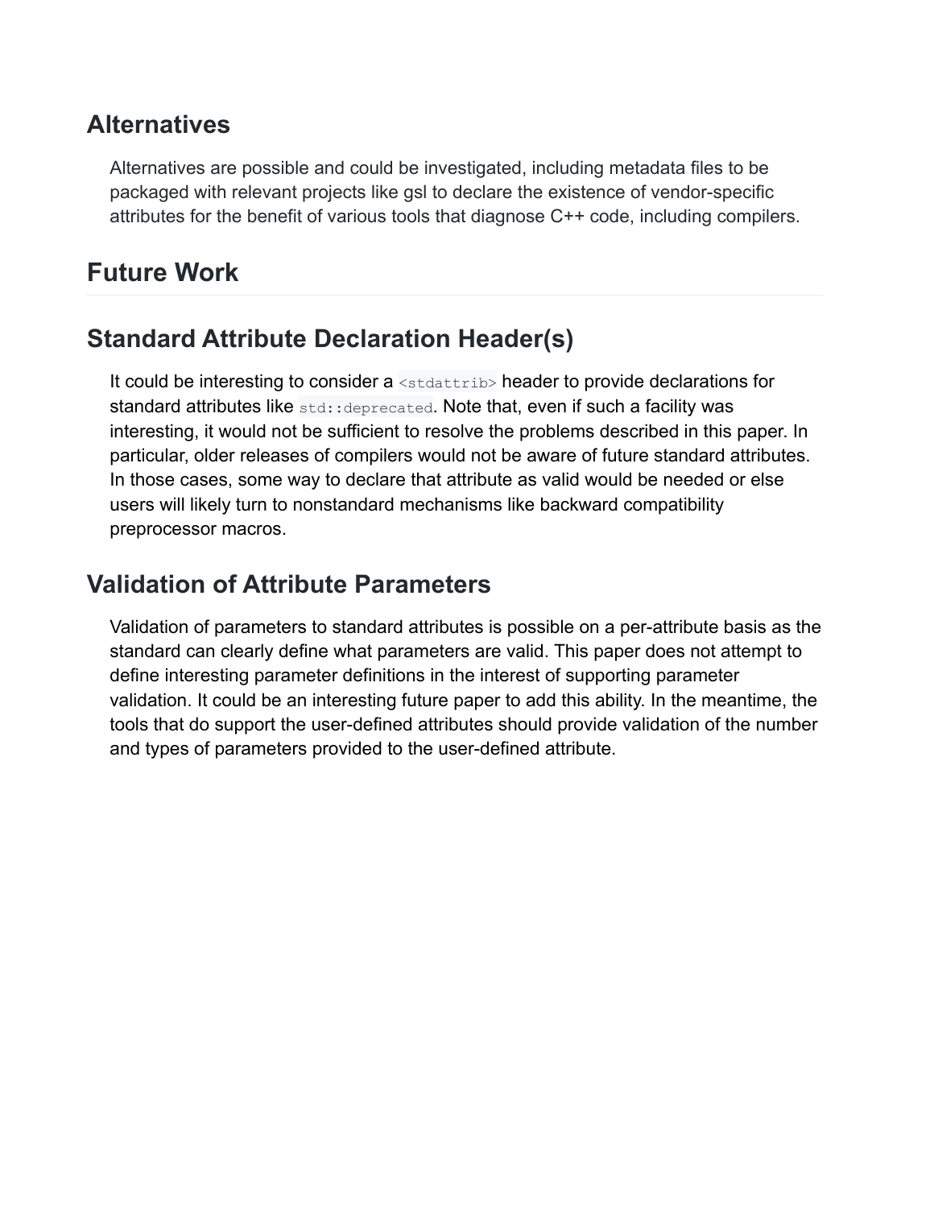## Alternatives

Alternatives are possible and could be investigated, including metadata files to be packaged with relevant projects like gsl to declare the existence of vendor-specific attributes for the benefit of various tools that diagnose C++ code, including compilers.

## Future Work

## Standard Attribute Declaration Header(s)

It could be interesting to consider a `<stdattrib>` header to provide declarations for standard attributes like `std::deprecated`. Note that, even if such a facility was interesting, it would not be sufficient to resolve the problems described in this paper. In particular, older releases of compilers would not be aware of future standard attributes. In those cases, some way to declare that attribute as valid would be needed or else users will likely turn to nonstandard mechanisms like backward compatibility preprocessor macros.

## Validation of Attribute Parameters

Validation of parameters to standard attributes is possible on a per-attribute basis as the standard can clearly define what parameters are valid. This paper does not attempt to define interesting parameter definitions in the interest of supporting parameter validation. It could be an interesting future paper to add this ability. In the meantime, the tools that do support the user-defined attributes should provide validation of the number and types of parameters provided to the user-defined attribute.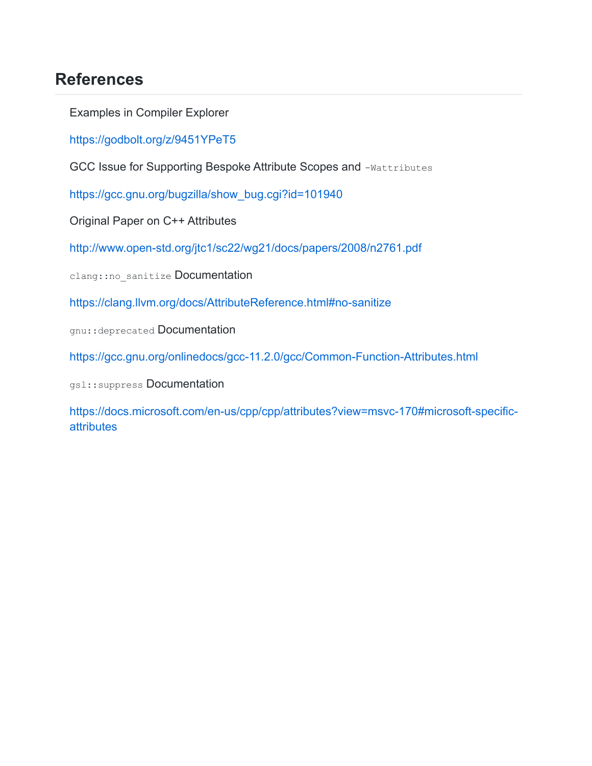## References

Examples in Compiler Explorer

https://godbolt.org/z/9451YPeT5

GCC Issue for Supporting Bespoke Attribute Scopes and `-Wattributes`

https://gcc.gnu.org/bugzilla/show_bug.cgi?id=101940

Original Paper on C++ Attributes

http://www.open-std.org/jtc1/sc22/wg21/docs/papers/2008/n2761.pdf

`clang::no_sanitize` Documentation

https://clang.llvm.org/docs/AttributeReference.html#no-sanitize

`gnu::deprecated` Documentation

https://gcc.gnu.org/onlinedocs/gcc-11.2.0/gcc/Common-Function-Attributes.html

`gsl::suppress` Documentation

https://docs.microsoft.com/en-us/cpp/cpp/attributes?view=msvc-170#microsoft-specific-attributes